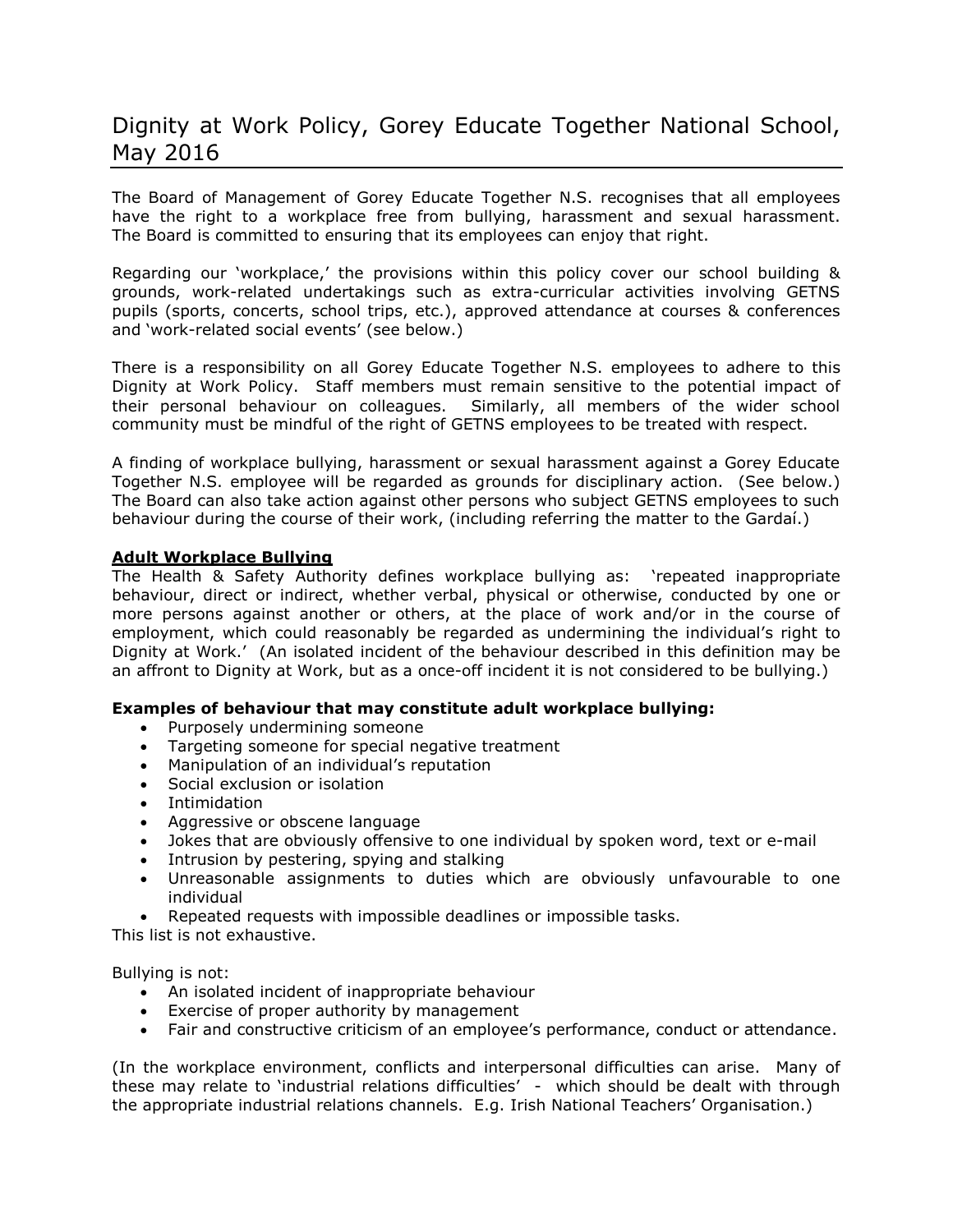# Dignity at Work Policy, Gorey Educate Together National School, May 2016

The Board of Management of Gorey Educate Together N.S. recognises that all employees have the right to a workplace free from bullying, harassment and sexual harassment. The Board is committed to ensuring that its employees can enjoy that right.

Regarding our 'workplace,' the provisions within this policy cover our school building & grounds, work-related undertakings such as extra-curricular activities involving GETNS pupils (sports, concerts, school trips, etc.), approved attendance at courses & conferences and 'work-related social events' (see below.)

There is a responsibility on all Gorey Educate Together N.S. employees to adhere to this Dignity at Work Policy. Staff members must remain sensitive to the potential impact of their personal behaviour on colleagues. Similarly, all members of the wider school community must be mindful of the right of GETNS employees to be treated with respect.

A finding of workplace bullying, harassment or sexual harassment against a Gorey Educate Together N.S. employee will be regarded as grounds for disciplinary action. (See below.) The Board can also take action against other persons who subject GETNS employees to such behaviour during the course of their work, (including referring the matter to the Gardaí.)

**Adult Workplace Bullying**

The Health & Safety Authority defines workplace bullying as: 'repeated inappropriate behaviour, direct or indirect, whether verbal, physical or otherwise, conducted by one or more persons against another or others, at the place of work and/or in the course of employment, which could reasonably be regarded as undermining the individual's right to Dignity at Work.' (An isolated incident of the behaviour described in this definition may be an affront to Dignity at Work, but as a once-off incident it is not considered to be bullying.)

**Examples of behaviour that may constitute adult workplace bullying:**

- Purposely undermining someone
- Targeting someone for special negative treatment
- Manipulation of an individual's reputation
- Social exclusion or isolation
- Intimidation
- Aggressive or obscene language
- Jokes that are obviously offensive to one individual by spoken word, text or e-mail
- Intrusion by pestering, spying and stalking
- Unreasonable assignments to duties which are obviously unfavourable to one individual
- Repeated requests with impossible deadlines or impossible tasks.

This list is not exhaustive.

Bullying is not:

- An isolated incident of inappropriate behaviour
- Exercise of proper authority by management
- Fair and constructive criticism of an employee's performance, conduct or attendance.

(In the workplace environment, conflicts and interpersonal difficulties can arise. Many of these may relate to 'industrial relations difficulties' - which should be dealt with through the appropriate industrial relations channels. E.g. Irish National Teachers' Organisation.)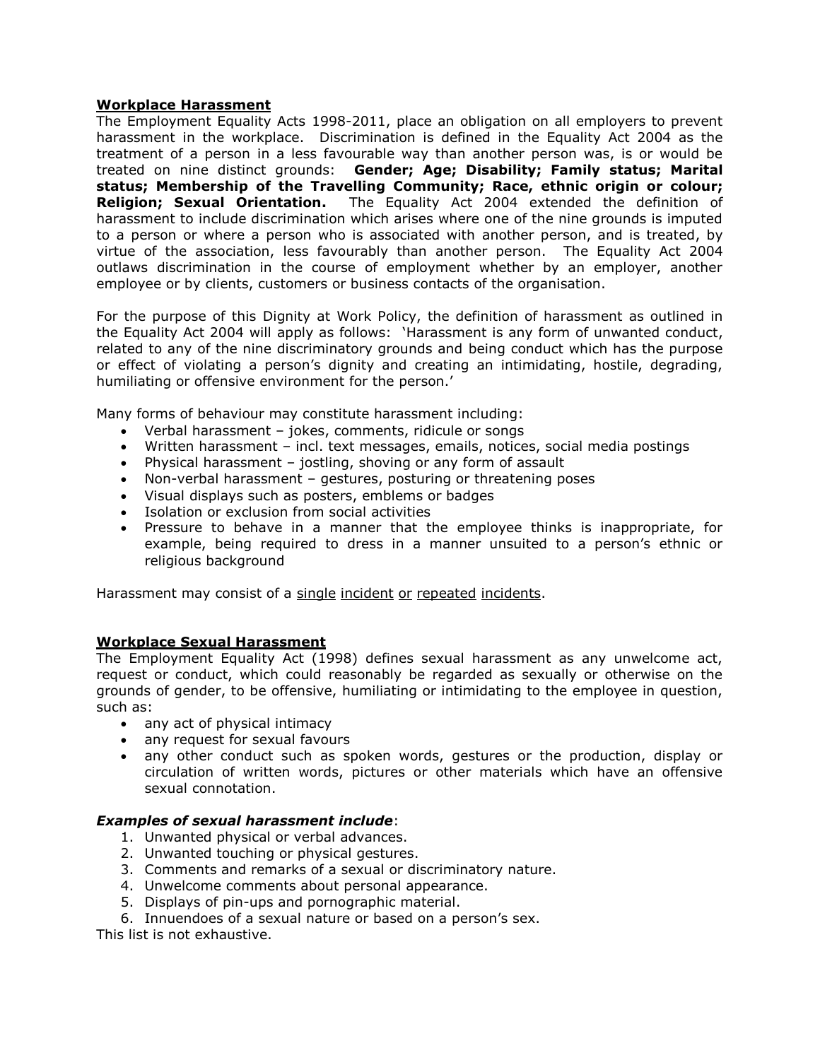## Workplace Harassment

The Employment Equality Acts 1998-2011, place an obligation on all employers to prevent harassment in the workplace. Discrimination is defined in the Equality Act 2004 as the treatment of a person in a less favourable way than another person was, is or would be treated on nine distinct grounds: **Gender; Age; Disability; Family status; Marital status; Membership of the Travelling Community; Race, ethnic origin or colour; Religion; Sexual Orientation.** The Equality Act 2004 extended the definition of harassment to include discrimination which arises where one of the nine grounds is imputed to a person or where a person who is associated with another person, and is treated, by virtue of the association, less favourably than another person. The Equality Act 2004 outlaws discrimination in the course of employment whether by an employer, another employee or by clients, customers or business contacts of the organisation.

For the purpose of this Dignity at Work Policy, the definition of harassment as outlined in the Equality Act 2004 will apply as follows: 'Harassment is any form of unwanted conduct, related to any of the nine discriminatory grounds and being conduct which has the purpose or effect of violating a person's dignity and creating an intimidating, hostile, degrading, humiliating or offensive environment for the person.'

Many forms of behaviour may constitute harassment including:

- Verbal harassment – jokes, comments, ridicule or songs
- Written harassment – incl. text messages, emails, notices, social media postings
- Physical harassment – jostling, shoving or any form of assault
- Non-verbal harassment – gestures, posturing or threatening poses
- Visual displays such as posters, emblems or badges
- Isolation or exclusion from social activities
- Pressure to behave in a manner that the employee thinks is inappropriate, for example, being required to dress in a manner unsuited to a person's ethnic or religious background

Harassment may consist of a <u>single incident or repeated incidents</u>.

## Workplace Sexual Harassment

The Employment Equality Act (1998) defines sexual harassment as any unwelcome act, request or conduct, which could reasonably be regarded as sexually or otherwise on the grounds of gender, to be offensive, humiliating or intimidating to the employee in question, such as:

- any act of physical intimacy
- any request for sexual favours
- any other conduct such as spoken words, gestures or the production, display or circulation of written words, pictures or other materials which have an offensive sexual connotation.

### *Examples of sexual harassment include*:

1. Unwanted physical or verbal advances.
2. Unwanted touching or physical gestures.
3. Comments and remarks of a sexual or discriminatory nature.
4. Unwelcome comments about personal appearance.
5. Displays of pin-ups and pornographic material.
6. Innuendoes of a sexual nature or based on a person's sex.

This list is not exhaustive.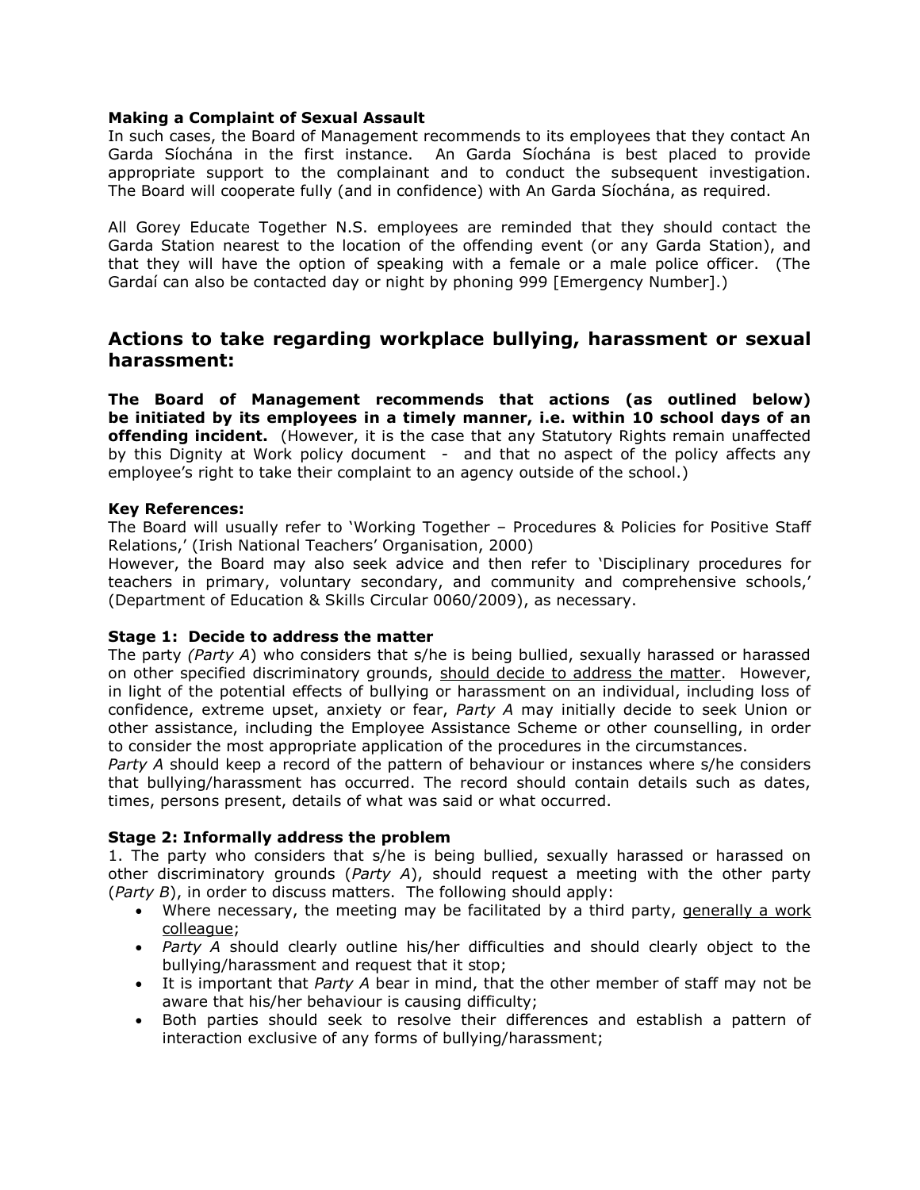**Making a Complaint of Sexual Assault**

In such cases, the Board of Management recommends to its employees that they contact An Garda Síochána in the first instance. An Garda Síochána is best placed to provide appropriate support to the complainant and to conduct the subsequent investigation. The Board will cooperate fully (and in confidence) with An Garda Síochána, as required.

All Gorey Educate Together N.S. employees are reminded that they should contact the Garda Station nearest to the location of the offending event (or any Garda Station), and that they will have the option of speaking with a female or a male police officer. (The Gardaí can also be contacted day or night by phoning 999 [Emergency Number].)

## Actions to take regarding workplace bullying, harassment or sexual harassment:

**The Board of Management recommends that actions (as outlined below) be initiated by its employees in a timely manner, i.e. within 10 school days of an offending incident.** (However, it is the case that any Statutory Rights remain unaffected by this Dignity at Work policy document - and that no aspect of the policy affects any employee's right to take their complaint to an agency outside of the school.)

**Key References:**

The Board will usually refer to 'Working Together – Procedures & Policies for Positive Staff Relations,' (Irish National Teachers' Organisation, 2000)

However, the Board may also seek advice and then refer to 'Disciplinary procedures for teachers in primary, voluntary secondary, and community and comprehensive schools,' (Department of Education & Skills Circular 0060/2009), as necessary.

**Stage 1: Decide to address the matter**

The party *(Party A)* who considers that s/he is being bullied, sexually harassed or harassed on other specified discriminatory grounds, <u>should decide to address the matter</u>. However, in light of the potential effects of bullying or harassment on an individual, including loss of confidence, extreme upset, anxiety or fear, *Party A* may initially decide to seek Union or other assistance, including the Employee Assistance Scheme or other counselling, in order to consider the most appropriate application of the procedures in the circumstances.

*Party A* should keep a record of the pattern of behaviour or instances where s/he considers that bullying/harassment has occurred. The record should contain details such as dates, times, persons present, details of what was said or what occurred.

**Stage 2: Informally address the problem**

1. The party who considers that s/he is being bullied, sexually harassed or harassed on other discriminatory grounds (*Party A*), should request a meeting with the other party (*Party B*), in order to discuss matters. The following should apply:
   - Where necessary, the meeting may be facilitated by a third party, <u>generally a work colleague</u>;
   - *Party A* should clearly outline his/her difficulties and should clearly object to the bullying/harassment and request that it stop;
   - It is important that *Party A* bear in mind, that the other member of staff may not be aware that his/her behaviour is causing difficulty;
   - Both parties should seek to resolve their differences and establish a pattern of interaction exclusive of any forms of bullying/harassment;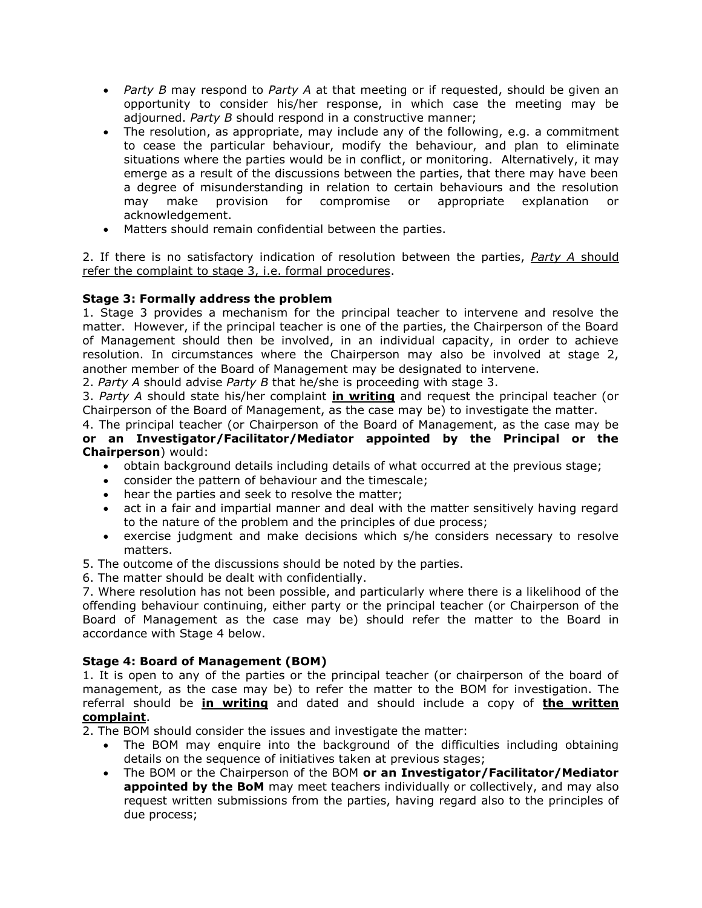- *Party B* may respond to *Party A* at that meeting or if requested, should be given an opportunity to consider his/her response, in which case the meeting may be adjourned. *Party B* should respond in a constructive manner;
- The resolution, as appropriate, may include any of the following, e.g. a commitment to cease the particular behaviour, modify the behaviour, and plan to eliminate situations where the parties would be in conflict, or monitoring. Alternatively, it may emerge as a result of the discussions between the parties, that there may have been a degree of misunderstanding in relation to certain behaviours and the resolution may make provision for compromise or appropriate explanation or acknowledgement.
- Matters should remain confidential between the parties.

2. If there is no satisfactory indication of resolution between the parties, <u>*Party A* should refer the complaint to stage 3, i.e. formal procedures</u>.

**Stage 3: Formally address the problem**

1. Stage 3 provides a mechanism for the principal teacher to intervene and resolve the matter. However, if the principal teacher is one of the parties, the Chairperson of the Board of Management should then be involved, in an individual capacity, in order to achieve resolution. In circumstances where the Chairperson may also be involved at stage 2, another member of the Board of Management may be designated to intervene.
2. *Party A* should advise *Party B* that he/she is proceeding with stage 3.
3. *Party A* should state his/her complaint <u>**in writing**</u> and request the principal teacher (or Chairperson of the Board of Management, as the case may be) to investigate the matter.
4. The principal teacher (or Chairperson of the Board of Management, as the case may be **or an Investigator/Facilitator/Mediator appointed by the Principal or the Chairperson**) would:
   - obtain background details including details of what occurred at the previous stage;
   - consider the pattern of behaviour and the timescale;
   - hear the parties and seek to resolve the matter;
   - act in a fair and impartial manner and deal with the matter sensitively having regard to the nature of the problem and the principles of due process;
   - exercise judgment and make decisions which s/he considers necessary to resolve matters.
5. The outcome of the discussions should be noted by the parties.
6. The matter should be dealt with confidentially.
7. Where resolution has not been possible, and particularly where there is a likelihood of the offending behaviour continuing, either party or the principal teacher (or Chairperson of the Board of Management as the case may be) should refer the matter to the Board in accordance with Stage 4 below.

**Stage 4: Board of Management (BOM)**

1. It is open to any of the parties or the principal teacher (or chairperson of the board of management, as the case may be) to refer the matter to the BOM for investigation. The referral should be <u>**in writing**</u> and dated and should include a copy of <u>**the written complaint**</u>.
2. The BOM should consider the issues and investigate the matter:
   - The BOM may enquire into the background of the difficulties including obtaining details on the sequence of initiatives taken at previous stages;
   - The BOM or the Chairperson of the BOM **or an Investigator/Facilitator/Mediator appointed by the BoM** may meet teachers individually or collectively, and may also request written submissions from the parties, having regard also to the principles of due process;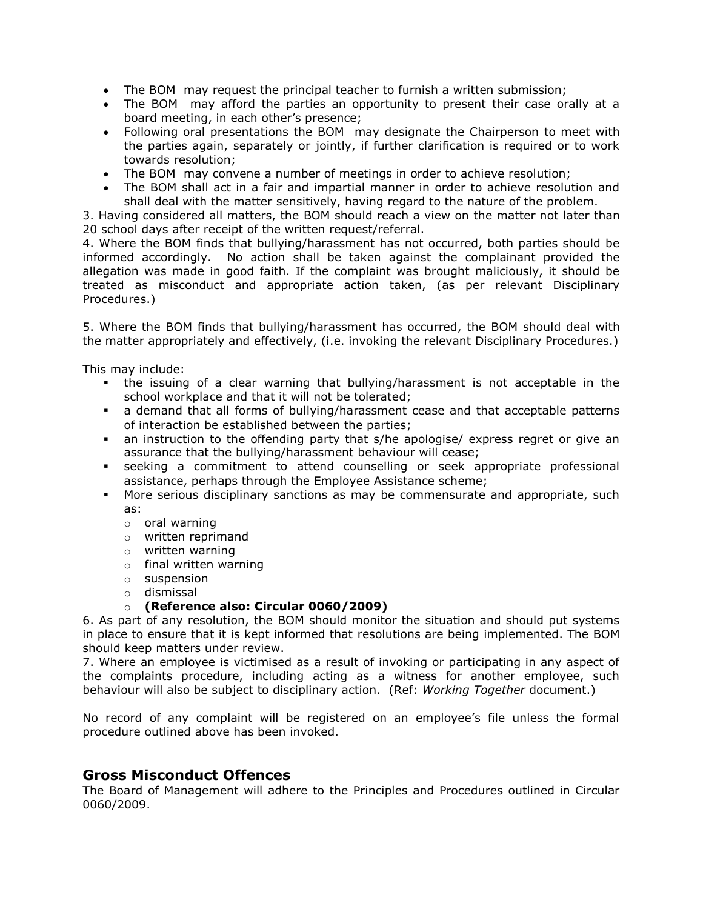- The BOM may request the principal teacher to furnish a written submission;
- The BOM may afford the parties an opportunity to present their case orally at a board meeting, in each other's presence;
- Following oral presentations the BOM may designate the Chairperson to meet with the parties again, separately or jointly, if further clarification is required or to work towards resolution;
- The BOM may convene a number of meetings in order to achieve resolution;
- The BOM shall act in a fair and impartial manner in order to achieve resolution and shall deal with the matter sensitively, having regard to the nature of the problem.

3. Having considered all matters, the BOM should reach a view on the matter not later than 20 school days after receipt of the written request/referral.
4. Where the BOM finds that bullying/harassment has not occurred, both parties should be informed accordingly. No action shall be taken against the complainant provided the allegation was made in good faith. If the complaint was brought maliciously, it should be treated as misconduct and appropriate action taken, (as per relevant Disciplinary Procedures.)

5. Where the BOM finds that bullying/harassment has occurred, the BOM should deal with the matter appropriately and effectively, (i.e. invoking the relevant Disciplinary Procedures.)

This may include:

- the issuing of a clear warning that bullying/harassment is not acceptable in the school workplace and that it will not be tolerated;
- a demand that all forms of bullying/harassment cease and that acceptable patterns of interaction be established between the parties;
- an instruction to the offending party that s/he apologise/ express regret or give an assurance that the bullying/harassment behaviour will cease;
- seeking a commitment to attend counselling or seek appropriate professional assistance, perhaps through the Employee Assistance scheme;
- More serious disciplinary sanctions as may be commensurate and appropriate, such as:
  - oral warning
  - written reprimand
  - written warning
  - final written warning
  - suspension
  - dismissal
  - **(Reference also: Circular 0060/2009)**

6. As part of any resolution, the BOM should monitor the situation and should put systems in place to ensure that it is kept informed that resolutions are being implemented. The BOM should keep matters under review.
7. Where an employee is victimised as a result of invoking or participating in any aspect of the complaints procedure, including acting as a witness for another employee, such behaviour will also be subject to disciplinary action. (Ref: *Working Together* document.)

No record of any complaint will be registered on an employee's file unless the formal procedure outlined above has been invoked.

## Gross Misconduct Offences

The Board of Management will adhere to the Principles and Procedures outlined in Circular 0060/2009.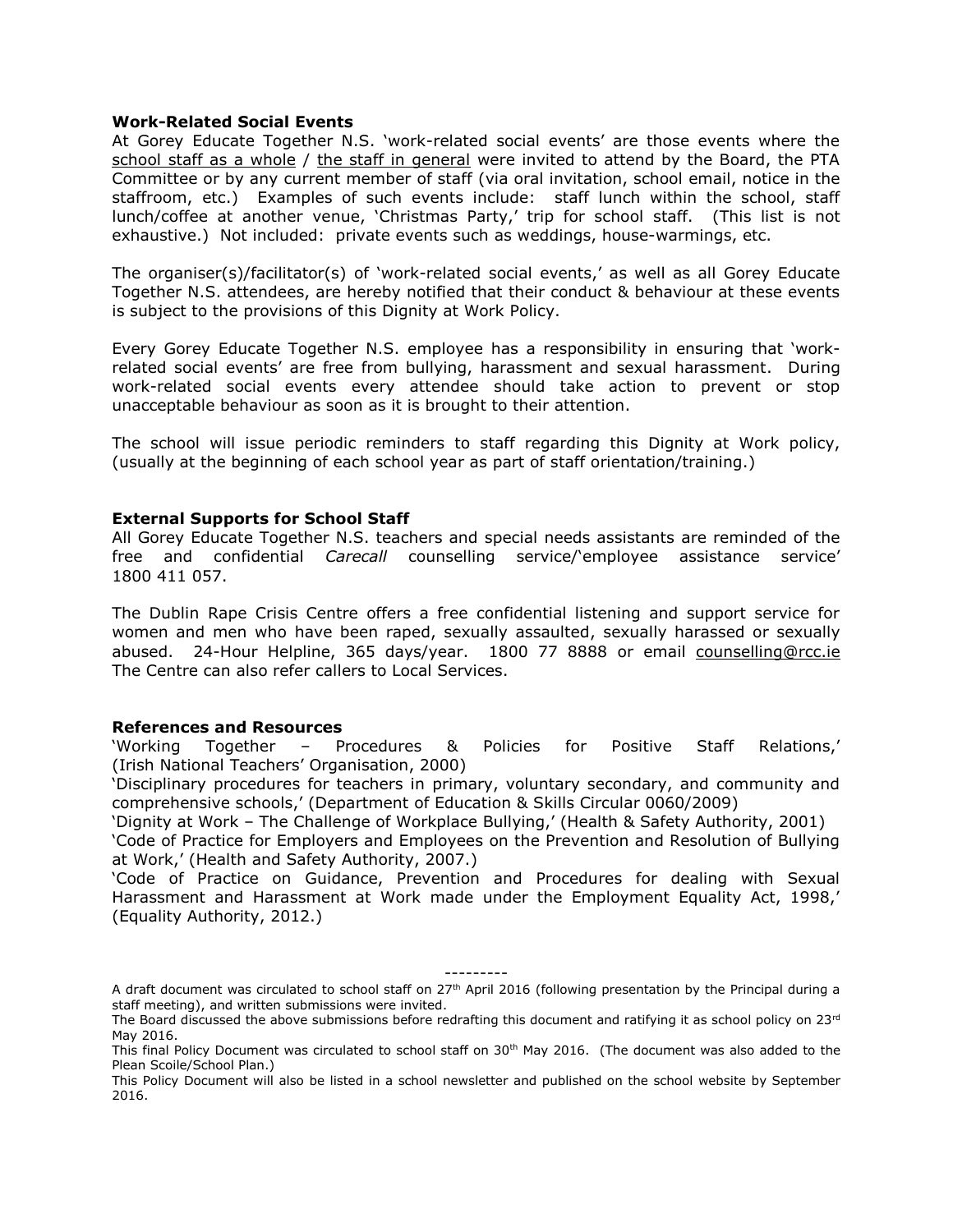**Work-Related Social Events**

At Gorey Educate Together N.S. 'work-related social events' are those events where the school staff as a whole / the staff in general were invited to attend by the Board, the PTA Committee or by any current member of staff (via oral invitation, school email, notice in the staffroom, etc.) Examples of such events include: staff lunch within the school, staff lunch/coffee at another venue, 'Christmas Party,' trip for school staff. (This list is not exhaustive.) Not included: private events such as weddings, house-warmings, etc.

The organiser(s)/facilitator(s) of 'work-related social events,' as well as all Gorey Educate Together N.S. attendees, are hereby notified that their conduct & behaviour at these events is subject to the provisions of this Dignity at Work Policy.

Every Gorey Educate Together N.S. employee has a responsibility in ensuring that 'work-related social events' are free from bullying, harassment and sexual harassment. During work-related social events every attendee should take action to prevent or stop unacceptable behaviour as soon as it is brought to their attention.

The school will issue periodic reminders to staff regarding this Dignity at Work policy, (usually at the beginning of each school year as part of staff orientation/training.)

**External Supports for School Staff**

All Gorey Educate Together N.S. teachers and special needs assistants are reminded of the free and confidential *Carecall* counselling service/'employee assistance service' 1800 411 057.

The Dublin Rape Crisis Centre offers a free confidential listening and support service for women and men who have been raped, sexually assaulted, sexually harassed or sexually abused. 24-Hour Helpline, 365 days/year. 1800 77 8888 or email counselling@rcc.ie The Centre can also refer callers to Local Services.

**References and Resources**

'Working Together – Procedures & Policies for Positive Staff Relations,' (Irish National Teachers' Organisation, 2000)

'Disciplinary procedures for teachers in primary, voluntary secondary, and community and comprehensive schools,' (Department of Education & Skills Circular 0060/2009)

'Dignity at Work – The Challenge of Workplace Bullying,' (Health & Safety Authority, 2001)

'Code of Practice for Employers and Employees on the Prevention and Resolution of Bullying at Work,' (Health and Safety Authority, 2007.)

'Code of Practice on Guidance, Prevention and Procedures for dealing with Sexual Harassment and Harassment at Work made under the Employment Equality Act, 1998,' (Equality Authority, 2012.)

---------

A draft document was circulated to school staff on 27th April 2016 (following presentation by the Principal during a staff meeting), and written submissions were invited.

The Board discussed the above submissions before redrafting this document and ratifying it as school policy on 23rd May 2016.

This final Policy Document was circulated to school staff on 30th May 2016. (The document was also added to the Plean Scoile/School Plan.)

This Policy Document will also be listed in a school newsletter and published on the school website by September 2016.